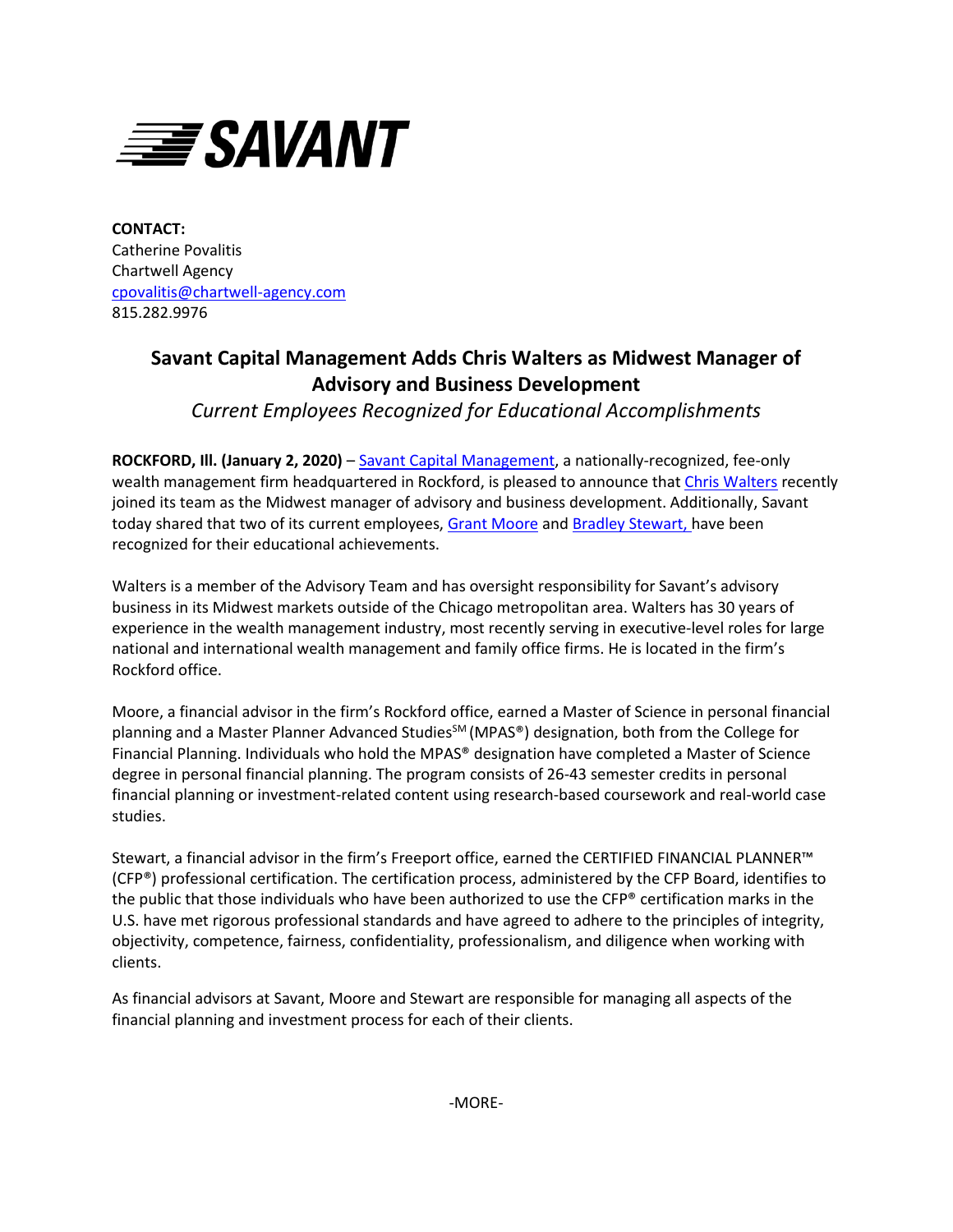**SAVANT**

**CONTACT:**
Catherine Povalitis
Chartwell Agency
cpovalitis@chartwell-agency.com
815.282.9976

## Savant Capital Management Adds Chris Walters as Midwest Manager of Advisory and Business Development

*Current Employees Recognized for Educational Accomplishments*

**ROCKFORD, Ill. (January 2, 2020)** – Savant Capital Management, a nationally-recognized, fee-only wealth management firm headquartered in Rockford, is pleased to announce that Chris Walters recently joined its team as the Midwest manager of advisory and business development. Additionally, Savant today shared that two of its current employees, Grant Moore and Bradley Stewart, have been recognized for their educational achievements.

Walters is a member of the Advisory Team and has oversight responsibility for Savant's advisory business in its Midwest markets outside of the Chicago metropolitan area. Walters has 30 years of experience in the wealth management industry, most recently serving in executive-level roles for large national and international wealth management and family office firms. He is located in the firm's Rockford office.

Moore, a financial advisor in the firm's Rockford office, earned a Master of Science in personal financial planning and a Master Planner Advanced Studies℠ (MPAS®) designation, both from the College for Financial Planning. Individuals who hold the MPAS® designation have completed a Master of Science degree in personal financial planning. The program consists of 26-43 semester credits in personal financial planning or investment-related content using research-based coursework and real-world case studies.

Stewart, a financial advisor in the firm's Freeport office, earned the CERTIFIED FINANCIAL PLANNER™ (CFP®) professional certification. The certification process, administered by the CFP Board, identifies to the public that those individuals who have been authorized to use the CFP® certification marks in the U.S. have met rigorous professional standards and have agreed to adhere to the principles of integrity, objectivity, competence, fairness, confidentiality, professionalism, and diligence when working with clients.

As financial advisors at Savant, Moore and Stewart are responsible for managing all aspects of the financial planning and investment process for each of their clients.

-MORE-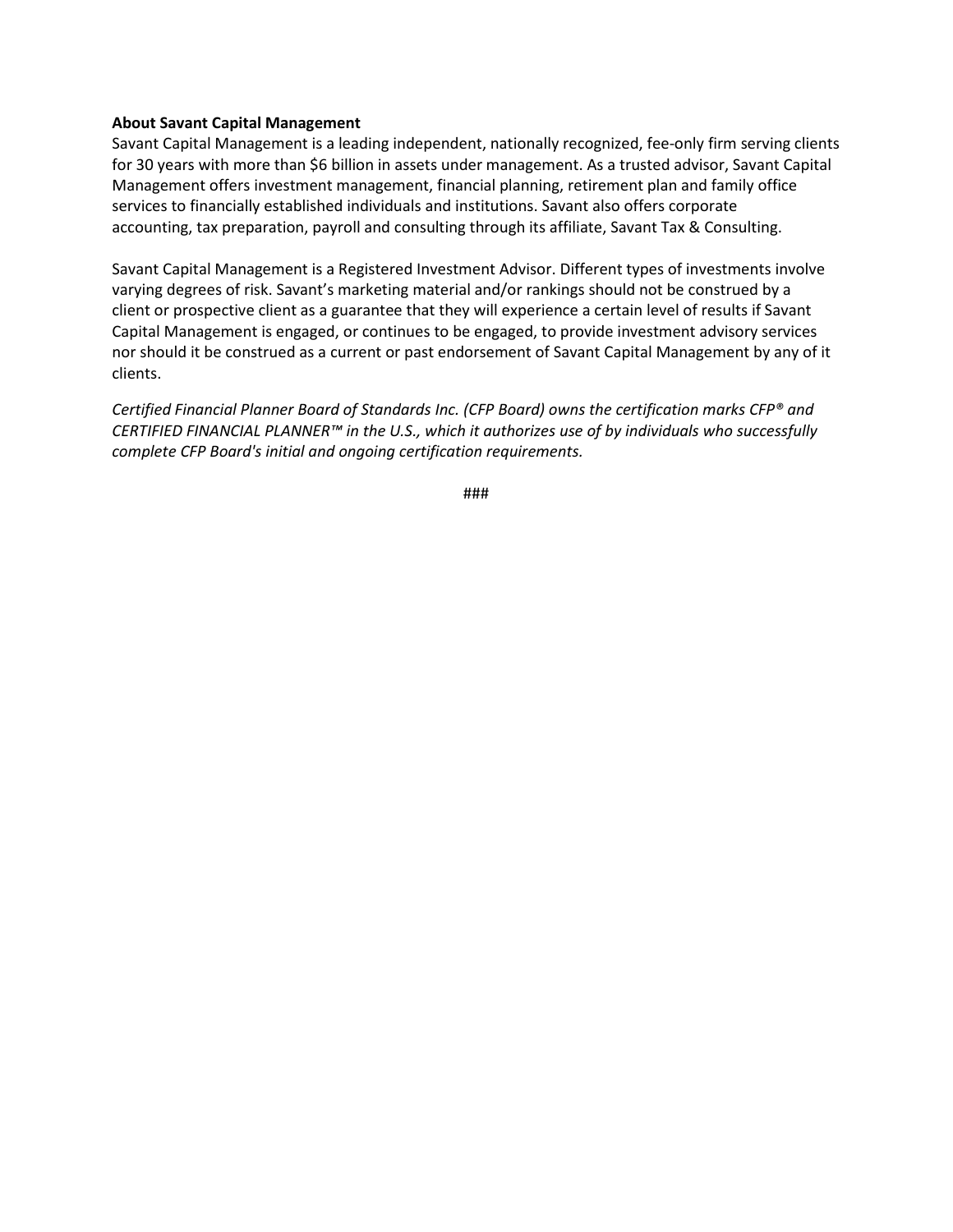**About Savant Capital Management**

Savant Capital Management is a leading independent, nationally recognized, fee-only firm serving clients for 30 years with more than $6 billion in assets under management. As a trusted advisor, Savant Capital Management offers investment management, financial planning, retirement plan and family office services to financially established individuals and institutions. Savant also offers corporate accounting, tax preparation, payroll and consulting through its affiliate, Savant Tax & Consulting.

Savant Capital Management is a Registered Investment Advisor. Different types of investments involve varying degrees of risk. Savant's marketing material and/or rankings should not be construed by a client or prospective client as a guarantee that they will experience a certain level of results if Savant Capital Management is engaged, or continues to be engaged, to provide investment advisory services nor should it be construed as a current or past endorsement of Savant Capital Management by any of it clients.

*Certified Financial Planner Board of Standards Inc. (CFP Board) owns the certification marks CFP® and CERTIFIED FINANCIAL PLANNER™ in the U.S., which it authorizes use of by individuals who successfully complete CFP Board's initial and ongoing certification requirements.*

###